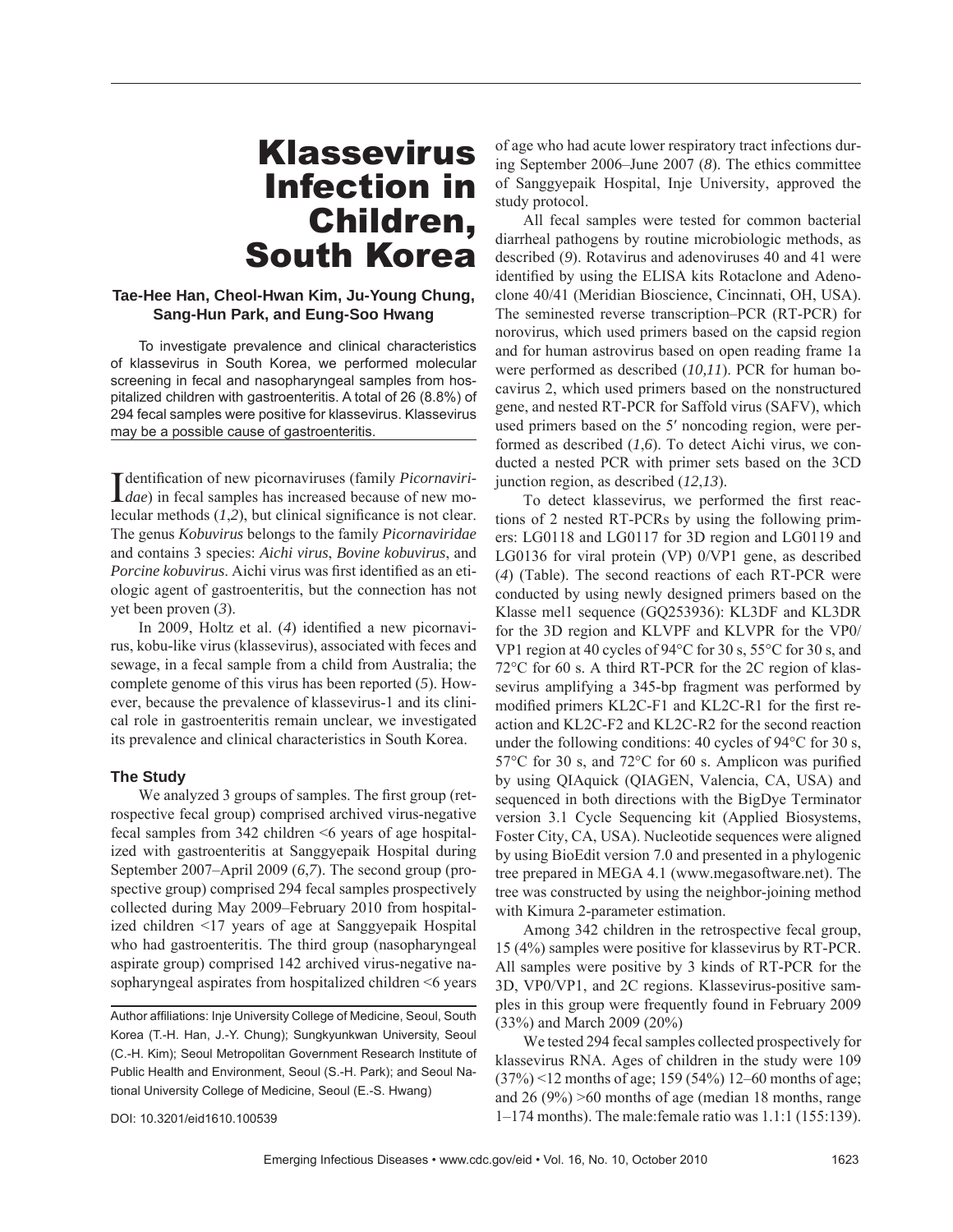# Klassevirus Infection in Children, South Korea

**Tae-Hee Han, Cheol-Hwan Kim, Ju-Young Chung, Sang-Hun Park, and Eung-Soo Hwang**

To investigate prevalence and clinical characteristics of klassevirus in South Korea, we performed molecular screening in fecal and nasopharyngeal samples from hospitalized children with gastroenteritis. A total of 26 (8.8%) of 294 fecal samples were positive for klassevirus. Klassevirus may be a possible cause of gastroenteritis.

Identification of new picornaviruses (family *Picornaviridae*) in fecal samples has increased because of new molecular methods (*1*,*2*), but clinical significance is not clear. The genus *Kobuvirus* belongs to the family *Picornaviridae* and contains 3 species: *Aichi virus*, *Bovine kobuvirus*, and *Porcine kobuvirus*. Aichi virus was first identified as an etiologic agent of gastroenteritis, but the connection has not yet been proven (*3*).

In 2009, Holtz et al. (*4*) identified a new picornavirus, kobu-like virus (klassevirus), associated with feces and sewage, in a fecal sample from a child from Australia; the complete genome of this virus has been reported (*5*). However, because the prevalence of klassevirus-1 and its clinical role in gastroenteritis remain unclear, we investigated its prevalence and clinical characteristics in South Korea.

## The Study

We analyzed 3 groups of samples. The first group (retrospective fecal group) comprised archived virus-negative fecal samples from 342 children <6 years of age hospitalized with gastroenteritis at Sanggyepaik Hospital during September 2007–April 2009 (*6*,*7*). The second group (prospective group) comprised 294 fecal samples prospectively collected during May 2009–February 2010 from hospitalized children <17 years of age at Sanggyepaik Hospital who had gastroenteritis. The third group (nasopharyngeal aspirate group) comprised 142 archived virus-negative nasopharyngeal aspirates from hospitalized children <6 years of age who had acute lower respiratory tract infections during September 2006–June 2007 (*8*). The ethics committee of Sanggyepaik Hospital, Inje University, approved the study protocol.

All fecal samples were tested for common bacterial diarrheal pathogens by routine microbiologic methods, as described (*9*). Rotavirus and adenoviruses 40 and 41 were identified by using the ELISA kits Rotaclone and Adenoclone 40/41 (Meridian Bioscience, Cincinnati, OH, USA). The seminested reverse transcription–PCR (RT-PCR) for norovirus, which used primers based on the capsid region and for human astrovirus based on open reading frame 1a were performed as described (*10*,*11*). PCR for human bocavirus 2, which used primers based on the nonstructured gene, and nested RT-PCR for Saffold virus (SAFV), which used primers based on the 5′ noncoding region, were performed as described (*1*,*6*). To detect Aichi virus, we conducted a nested PCR with primer sets based on the 3CD junction region, as described (*12*,*13*).

To detect klassevirus, we performed the first reactions of 2 nested RT-PCRs by using the following primers: LG0118 and LG0117 for 3D region and LG0119 and LG0136 for viral protein (VP) 0/VP1 gene, as described (*4*) (Table). The second reactions of each RT-PCR were conducted by using newly designed primers based on the Klasse mel1 sequence (GQ253936): KL3DF and KL3DR for the 3D region and KLVPF and KLVPR for the VP0/VP1 region at 40 cycles of 94°C for 30 s, 55°C for 30 s, and 72°C for 60 s. A third RT-PCR for the 2C region of klassevirus amplifying a 345-bp fragment was performed by modified primers KL2C-F1 and KL2C-R1 for the first reaction and KL2C-F2 and KL2C-R2 for the second reaction under the following conditions: 40 cycles of 94°C for 30 s, 57°C for 30 s, and 72°C for 60 s. Amplicon was purified by using QIAquick (QIAGEN, Valencia, CA, USA) and sequenced in both directions with the BigDye Terminator version 3.1 Cycle Sequencing kit (Applied Biosystems, Foster City, CA, USA). Nucleotide sequences were aligned by using BioEdit version 7.0 and presented in a phylogenic tree prepared in MEGA 4.1 (www.megasoftware.net). The tree was constructed by using the neighbor-joining method with Kimura 2-parameter estimation.

Among 342 children in the retrospective fecal group, 15 (4%) samples were positive for klassevirus by RT-PCR. All samples were positive by 3 kinds of RT-PCR for the 3D, VP0/VP1, and 2C regions. Klassevirus-positive samples in this group were frequently found in February 2009 (33%) and March 2009 (20%)

We tested 294 fecal samples collected prospectively for klassevirus RNA. Ages of children in the study were 109 (37%) <12 months of age; 159 (54%) 12–60 months of age; and 26 (9%) >60 months of age (median 18 months, range 1–174 months). The male:female ratio was 1.1:1 (155:139).

Author affiliations: Inje University College of Medicine, Seoul, South Korea (T.-H. Han, J.-Y. Chung); Sungkyunkwan University, Seoul (C.-H. Kim); Seoul Metropolitan Government Research Institute of Public Health and Environment, Seoul (S.-H. Park); and Seoul National University College of Medicine, Seoul (E.-S. Hwang)

DOI: 10.3201/eid1610.100539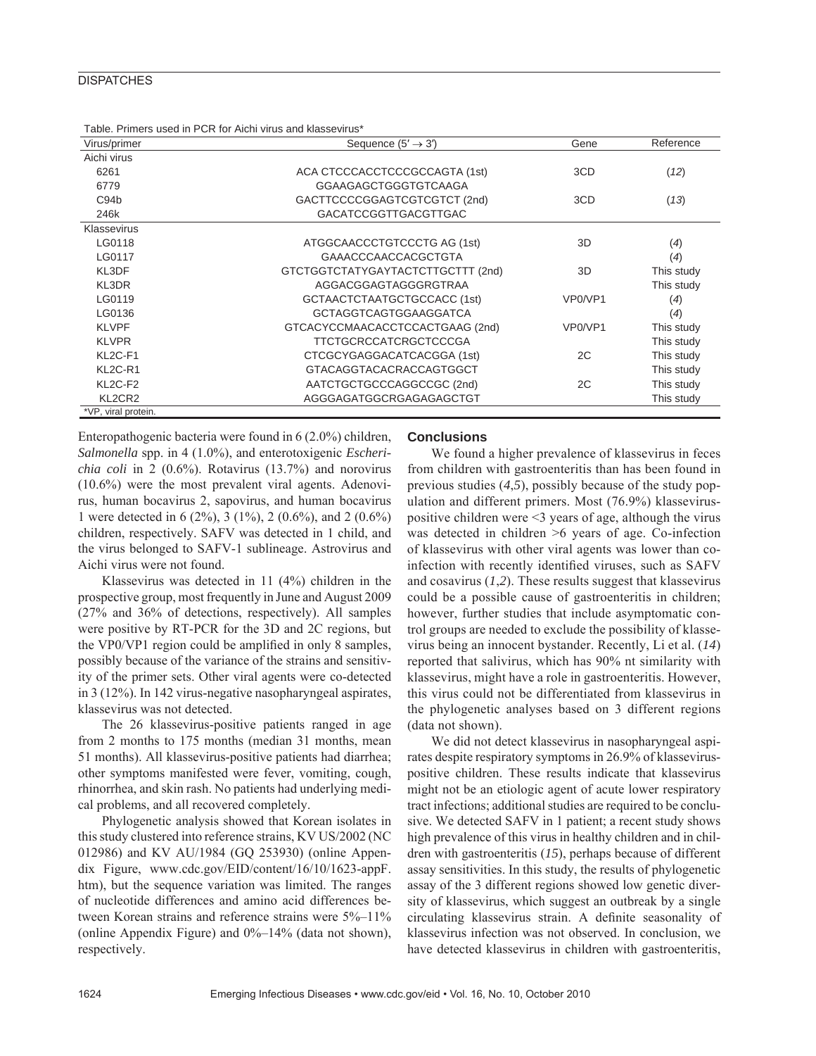Table. Primers used in PCR for Aichi virus and klassevirus*

| Virus/primer | Sequence (5′ → 3′) | Gene | Reference |
|---|---|---|---|
| Aichi virus | | | |
| 6261 | ACA CTCCCACCTCCCGCCAGTA (1st) | 3CD | (*12*) |
| 6779 | GGAAGAGCTGGGTGTCAAGA | | |
| C94b | GACTTCCCCGGAGTCGTCGTCT (2nd) | 3CD | (*13*) |
| 246k | GACATCCGGTTGACGTTGAC | | |
| Klassevirus | | | |
| LG0118 | ATGGCAACCCTGTCCCTG AG (1st) | 3D | (*4*) |
| LG0117 | GAAACCCAACCACGCTGTA | | (*4*) |
| KL3DF | GTCTGGTCTATYGAYTACTCTTGCTTT (2nd) | 3D | This study |
| KL3DR | AGGACGGAGTAGGGRGTRAA | | This study |
| LG0119 | GCTAACTCTAATGCTGCCACC (1st) | VP0/VP1 | (*4*) |
| LG0136 | GCTAGGTCAGTGGAAGGATCA | | (*4*) |
| KLVPF | GTCACYCCMAACACCTCCACTGAAG (2nd) | VP0/VP1 | This study |
| KLVPR | TTCTGCRCCATCRGCTCCCGA | | This study |
| KL2C-F1 | CTCGCYGAGGACATCACGGA (1st) | 2C | This study |
| KL2C-R1 | GTACAGGTACACRACCAGTGGCT | | This study |
| KL2C-F2 | AATCTGCTGCCCAGGCCGC (2nd) | 2C | This study |
| KL2CR2 | AGGGAGATGGCRGAGAGAGCTGT | | This study |

*VP, viral protein.

Enteropathogenic bacteria were found in 6 (2.0%) children, *Salmonella* spp. in 4 (1.0%), and enterotoxigenic *Escherichia coli* in 2 (0.6%). Rotavirus (13.7%) and norovirus (10.6%) were the most prevalent viral agents. Adenovirus, human bocavirus 2, sapovirus, and human bocavirus 1 were detected in 6 (2%), 3 (1%), 2 (0.6%), and 2 (0.6%) children, respectively. SAFV was detected in 1 child, and the virus belonged to SAFV-1 sublineage. Astrovirus and Aichi virus were not found.

Klassevirus was detected in 11 (4%) children in the prospective group, most frequently in June and August 2009 (27% and 36% of detections, respectively). All samples were positive by RT-PCR for the 3D and 2C regions, but the VP0/VP1 region could be amplified in only 8 samples, possibly because of the variance of the strains and sensitivity of the primer sets. Other viral agents were co-detected in 3 (12%). In 142 virus-negative nasopharyngeal aspirates, klassevirus was not detected.

The 26 klassevirus-positive patients ranged in age from 2 months to 175 months (median 31 months, mean 51 months). All klassevirus-positive patients had diarrhea; other symptoms manifested were fever, vomiting, cough, rhinorrhea, and skin rash. No patients had underlying medical problems, and all recovered completely.

Phylogenetic analysis showed that Korean isolates in this study clustered into reference strains, KV US/2002 (NC 012986) and KV AU/1984 (GQ 253930) (online Appendix Figure, www.cdc.gov/EID/content/16/10/1623-appF.htm), but the sequence variation was limited. The ranges of nucleotide differences and amino acid differences between Korean strains and reference strains were 5%–11% (online Appendix Figure) and 0%–14% (data not shown), respectively.

## Conclusions

We found a higher prevalence of klassevirus in feces from children with gastroenteritis than has been found in previous studies (*4*,*5*), possibly because of the study population and different primers. Most (76.9%) klassevirus-positive children were <3 years of age, although the virus was detected in children >6 years of age. Co-infection of klassevirus with other viral agents was lower than co-infection with recently identified viruses, such as SAFV and cosavirus (*1*,*2*). These results suggest that klassevirus could be a possible cause of gastroenteritis in children; however, further studies that include asymptomatic control groups are needed to exclude the possibility of klassevirus being an innocent bystander. Recently, Li et al. (*14*) reported that salivirus, which has 90% nt similarity with klassevirus, might have a role in gastroenteritis. However, this virus could not be differentiated from klassevirus in the phylogenetic analyses based on 3 different regions (data not shown).

We did not detect klassevirus in nasopharyngeal aspirates despite respiratory symptoms in 26.9% of klassevirus-positive children. These results indicate that klassevirus might not be an etiologic agent of acute lower respiratory tract infections; additional studies are required to be conclusive. We detected SAFV in 1 patient; a recent study shows high prevalence of this virus in healthy children and in children with gastroenteritis (*15*), perhaps because of different assay sensitivities. In this study, the results of phylogenetic assay of the 3 different regions showed low genetic diversity of klassevirus, which suggest an outbreak by a single circulating klassevirus strain. A definite seasonality of klassevirus infection was not observed. In conclusion, we have detected klassevirus in children with gastroenteritis,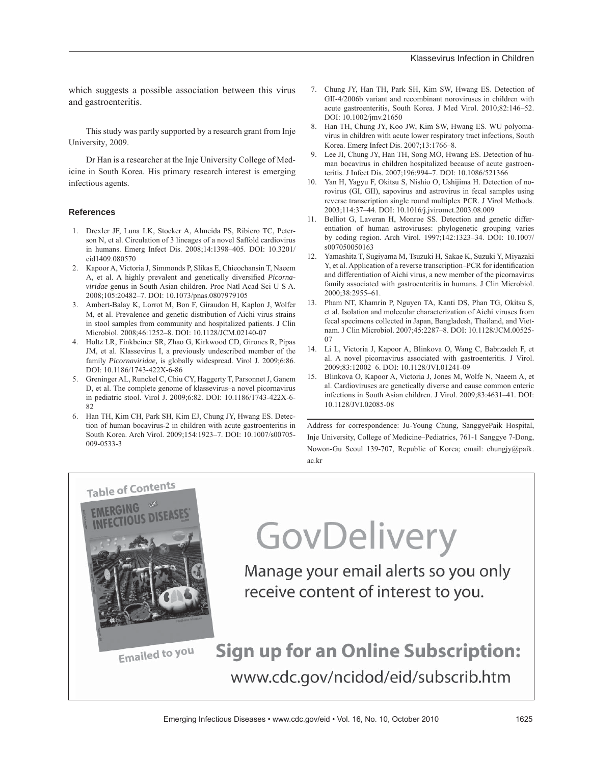which suggests a possible association between this virus and gastroenteritis.

This study was partly supported by a research grant from Inje University, 2009.

Dr Han is a researcher at the Inje University College of Medicine in South Korea. His primary research interest is emerging infectious agents.

### References

1. Drexler JF, Luna LK, Stocker A, Almeida PS, Ribiero TC, Peterson N, et al. Circulation of 3 lineages of a novel Saffold cardiovirus in humans. Emerg Infect Dis. 2008;14:1398–405. DOI: 10.3201/eid1409.080570
2. Kapoor A, Victoria J, Simmonds P, Slikas E, Chieochansin T, Naeem A, et al. A highly prevalent and genetically diversified *Picornaviridae* genus in South Asian children. Proc Natl Acad Sci U S A. 2008;105:20482–7. DOI: 10.1073/pnas.0807979105
3. Ambert-Balay K, Lorrot M, Bon F, Giraudon H, Kaplon J, Wolfer M, et al. Prevalence and genetic distribution of Aichi virus strains in stool samples from community and hospitalized patients. J Clin Microbiol. 2008;46:1252–8. DOI: 10.1128/JCM.02140-07
4. Holtz LR, Finkbeiner SR, Zhao G, Kirkwood CD, Girones R, Pipas JM, et al. Klassevirus I, a previously undescribed member of the family *Picornaviridae,* is globally widespread. Virol J. 2009;6:86. DOI: 10.1186/1743-422X-6-86
5. Greninger AL, Runckel C, Chiu CY, Haggerty T, Parsonnet J, Ganem D, et al. The complete genome of klassevirus–a novel picornavirus in pediatric stool. Virol J. 2009;6:82. DOI: 10.1186/1743-422X-6-82
6. Han TH, Kim CH, Park SH, Kim EJ, Chung JY, Hwang ES. Detection of human bocavirus-2 in children with acute gastroenteritis in South Korea. Arch Virol. 2009;154:1923–7. DOI: 10.1007/s00705-009-0533-3
7. Chung JY, Han TH, Park SH, Kim SW, Hwang ES. Detection of GII-4/2006b variant and recombinant noroviruses in children with acute gastroenteritis, South Korea. J Med Virol. 2010;82:146–52. DOI: 10.1002/jmv.21650
8. Han TH, Chung JY, Koo JW, Kim SW, Hwang ES. WU polyomavirus in children with acute lower respiratory tract infections, South Korea. Emerg Infect Dis. 2007;13:1766–8.
9. Lee JI, Chung JY, Han TH, Song MO, Hwang ES. Detection of human bocavirus in children hospitalized because of acute gastroenteritis. J Infect Dis. 2007;196:994–7. DOI: 10.1086/521366
10. Yan H, Yagyu F, Okitsu S, Nishio O, Ushijima H. Detection of norovirus (GI, GII), sapovirus and astrovirus in fecal samples using reverse transcription single round multiplex PCR. J Virol Methods. 2003;114:37–44. DOI: 10.1016/j.jviromet.2003.08.009
11. Belliot G, Laveran H, Monroe SS. Detection and genetic differentiation of human astroviruses: phylogenetic grouping varies by coding region. Arch Virol. 1997;142:1323–34. DOI: 10.1007/s007050050163
12. Yamashita T, Sugiyama M, Tsuzuki H, Sakae K, Suzuki Y, Miyazaki Y, et al. Application of a reverse transcription–PCR for identification and differentiation of Aichi virus, a new member of the picornavirus family associated with gastroenteritis in humans. J Clin Microbiol. 2000;38:2955–61.
13. Pham NT, Khamrin P, Nguyen TA, Kanti DS, Phan TG, Okitsu S, et al. Isolation and molecular characterization of Aichi viruses from fecal specimens collected in Japan, Bangladesh, Thailand, and Vietnam. J Clin Microbiol. 2007;45:2287–8. DOI: 10.1128/JCM.00525-07
14. Li L, Victoria J, Kapoor A, Blinkova O, Wang C, Babrzadeh F, et al. A novel picornavirus associated with gastroenteritis. J Virol. 2009;83:12002–6. DOI: 10.1128/JVI.01241-09
15. Blinkova O, Kapoor A, Victoria J, Jones M, Wolfe N, Naeem A, et al. Cardioviruses are genetically diverse and cause common enteric infections in South Asian children. J Virol. 2009;83:4631–41. DOI: 10.1128/JVI.02085-08

Address for correspondence: Ju-Young Chung, SanggyePaik Hospital, Inje University, College of Medicine–Pediatrics, 761-1 Sanggye 7-Dong, Nowon-Gu Seoul 139-707, Republic of Korea; email: chungjy@paik.ac.kr

Table of Contents

Emailed to you

GovDelivery

Manage your email alerts so you only receive content of interest to you.

**Sign up for an Online Subscription:**

www.cdc.gov/ncidod/eid/subscrib.htm